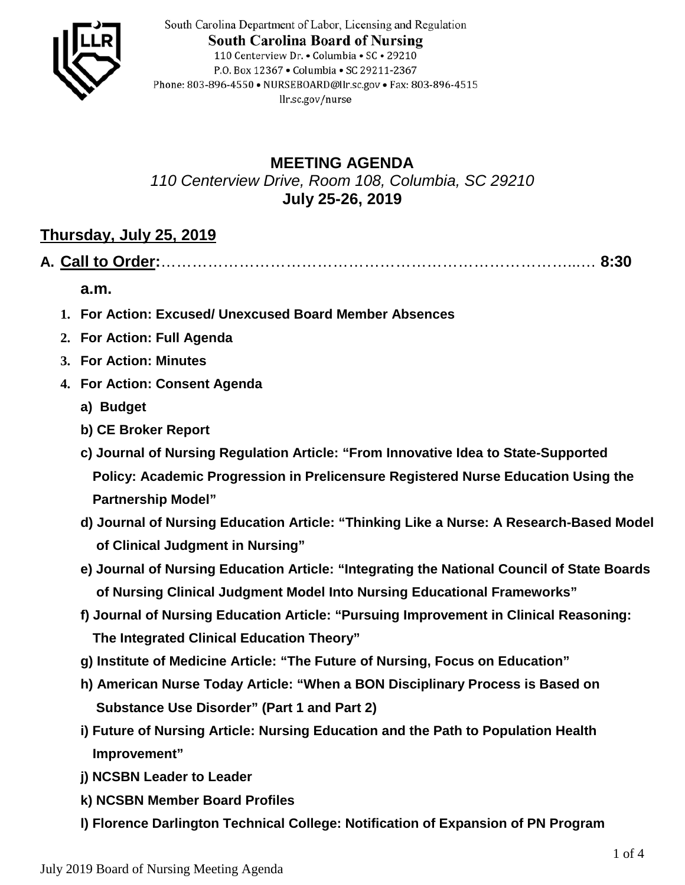South Carolina Department of Labor, Licensing and Regulation
**South Carolina Board of Nursing**
110 Centerview Dr. • Columbia • SC • 29210
P.O. Box 12367 • Columbia • SC 29211-2367
Phone: 803-896-4550 • NURSEBOARD@llr.sc.gov • Fax: 803-896-4515
llr.sc.gov/nurse

# MEETING AGENDA

*110 Centerview Drive, Room 108, Columbia, SC 29210*

**July 25-26, 2019**

## Thursday, July 25, 2019

**A. Call to Order:**……………………………………………………………………….… **8:30 a.m.**

1. **For Action: Excused/ Unexcused Board Member Absences**
2. **For Action: Full Agenda**
3. **For Action: Minutes**
4. **For Action: Consent Agenda**
   - **a) Budget**
   - **b) CE Broker Report**
   - **c) Journal of Nursing Regulation Article: "From Innovative Idea to State-Supported Policy: Academic Progression in Prelicensure Registered Nurse Education Using the Partnership Model"**
   - **d) Journal of Nursing Education Article: "Thinking Like a Nurse: A Research-Based Model of Clinical Judgment in Nursing"**
   - **e) Journal of Nursing Education Article: "Integrating the National Council of State Boards of Nursing Clinical Judgment Model Into Nursing Educational Frameworks"**
   - **f) Journal of Nursing Education Article: "Pursuing Improvement in Clinical Reasoning: The Integrated Clinical Education Theory"**
   - **g) Institute of Medicine Article: "The Future of Nursing, Focus on Education"**
   - **h) American Nurse Today Article: "When a BON Disciplinary Process is Based on Substance Use Disorder" (Part 1 and Part 2)**
   - **i) Future of Nursing Article: Nursing Education and the Path to Population Health Improvement"**
   - **j) NCSBN Leader to Leader**
   - **k) NCSBN Member Board Profiles**
   - **l) Florence Darlington Technical College: Notification of Expansion of PN Program**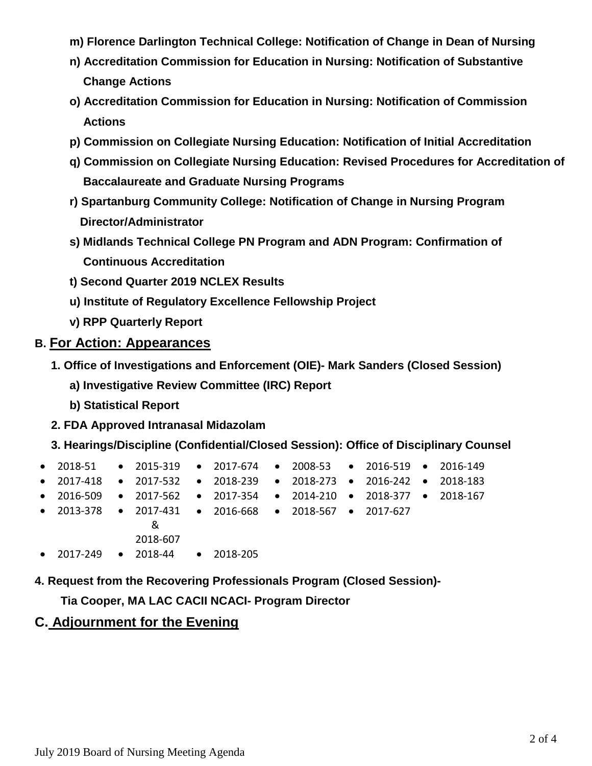**m) Florence Darlington Technical College: Notification of Change in Dean of Nursing**

**n) Accreditation Commission for Education in Nursing: Notification of Substantive Change Actions**

**o) Accreditation Commission for Education in Nursing: Notification of Commission Actions**

**p) Commission on Collegiate Nursing Education: Notification of Initial Accreditation**

**q) Commission on Collegiate Nursing Education: Revised Procedures for Accreditation of Baccalaureate and Graduate Nursing Programs**

**r) Spartanburg Community College: Notification of Change in Nursing Program Director/Administrator**

**s) Midlands Technical College PN Program and ADN Program: Confirmation of Continuous Accreditation**

**t) Second Quarter 2019 NCLEX Results**

**u) Institute of Regulatory Excellence Fellowship Project**

**v) RPP Quarterly Report**

## B. For Action: Appearances

**1. Office of Investigations and Enforcement (OIE)- Mark Sanders (Closed Session)**

**a) Investigative Review Committee (IRC) Report**

**b) Statistical Report**

**2. FDA Approved Intranasal Midazolam**

**3. Hearings/Discipline (Confidential/Closed Session): Office of Disciplinary Counsel**

- 2018-51
- 2015-319
- 2017-674
- 2008-53
- 2016-519
- 2016-149
- 2017-418
- 2017-532
- 2018-239
- 2018-273
- 2016-242
- 2018-183
- 2016-509
- 2017-562
- 2017-354
- 2014-210
- 2018-377
- 2018-167
- 2013-378
- 2017-431 & 2018-607
- 2016-668
- 2018-567
- 2017-627
- 2017-249
- 2018-44
- 2018-205

**4. Request from the Recovering Professionals Program (Closed Session)- Tia Cooper, MA LAC CACII NCACI- Program Director**

## C. Adjournment for the Evening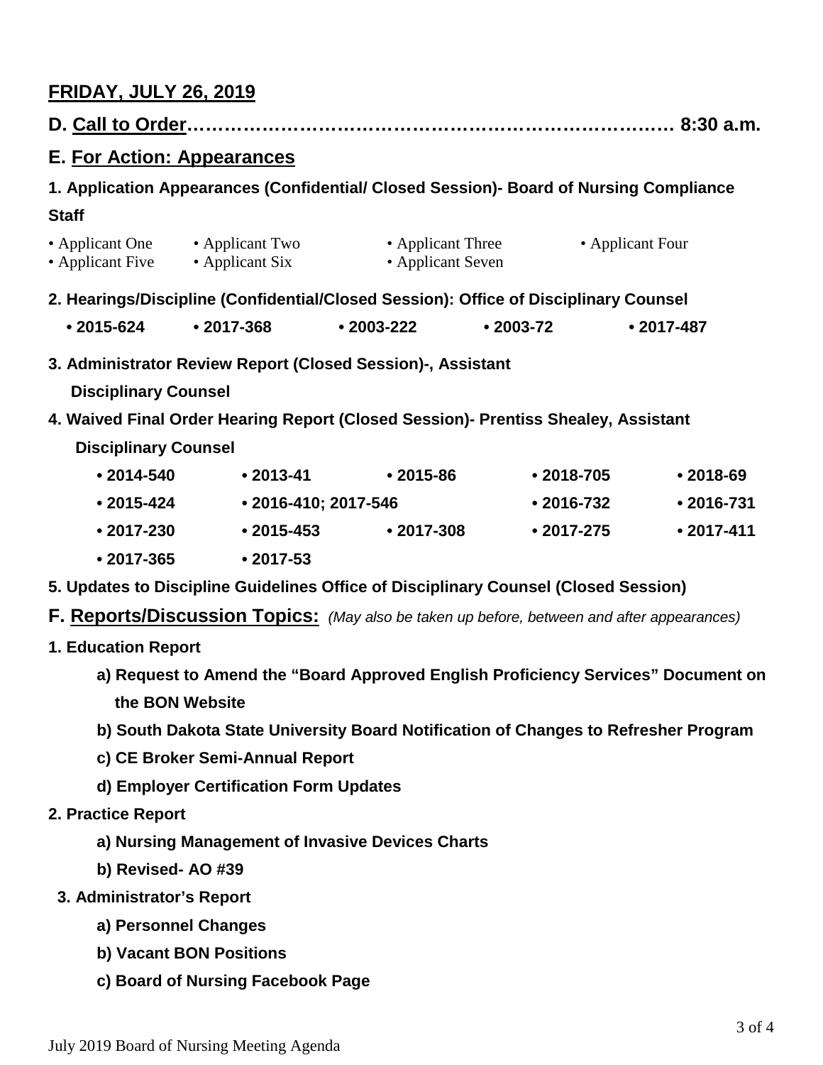## FRIDAY, JULY 26, 2019

## D. Call to Order………………………………………………………………… 8:30 a.m.

## E. For Action: Appearances

**1. Application Appearances (Confidential/ Closed Session)- Board of Nursing Compliance Staff**

- Applicant One
- Applicant Two
- Applicant Three
- Applicant Four
- Applicant Five
- Applicant Six
- Applicant Seven

**2. Hearings/Discipline (Confidential/Closed Session): Office of Disciplinary Counsel**

- **2015-624**
- **2017-368**
- **2003-222**
- **2003-72**
- **2017-487**

**3. Administrator Review Report (Closed Session)-, Assistant Disciplinary Counsel**

**4. Waived Final Order Hearing Report (Closed Session)- Prentiss Shealey, Assistant Disciplinary Counsel**

- **2014-540**
- **2013-41**
- **2015-86**
- **2018-705**
- **2018-69**
- **2015-424**
- **2016-410; 2017-546**
- **2016-732**
- **2016-731**
- **2017-230**
- **2015-453**
- **2017-308**
- **2017-275**
- **2017-411**
- **2017-365**
- **2017-53**

**5. Updates to Discipline Guidelines Office of Disciplinary Counsel (Closed Session)**

## F. Reports/Discussion Topics: *(May also be taken up before, between and after appearances)*

**1. Education Report**

- **a) Request to Amend the "Board Approved English Proficiency Services" Document on the BON Website**
- **b) South Dakota State University Board Notification of Changes to Refresher Program**
- **c) CE Broker Semi-Annual Report**
- **d) Employer Certification Form Updates**

**2. Practice Report**

- **a) Nursing Management of Invasive Devices Charts**
- **b) Revised- AO #39**

**3. Administrator's Report**

- **a) Personnel Changes**
- **b) Vacant BON Positions**
- **c) Board of Nursing Facebook Page**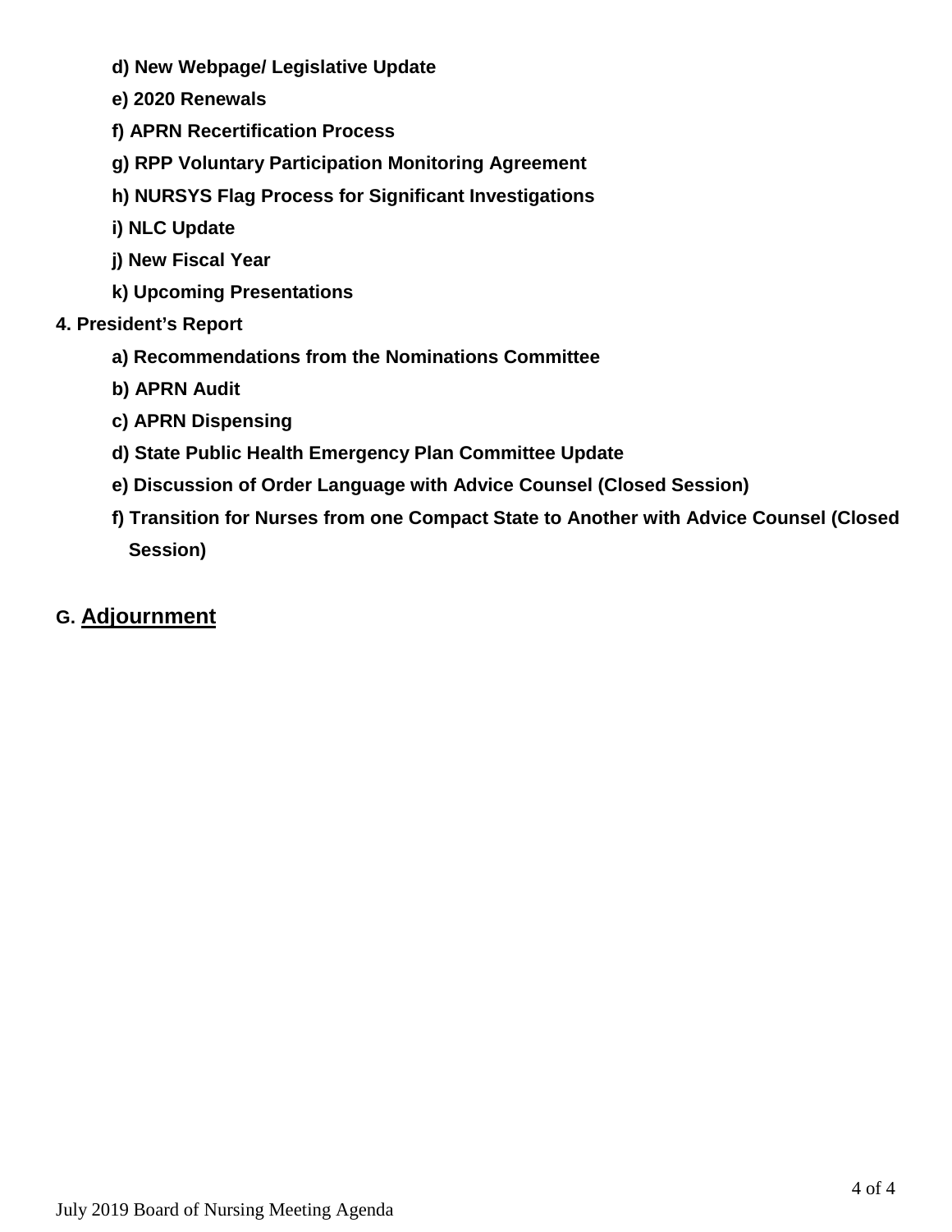**d) New Webpage/ Legislative Update**

**e) 2020 Renewals**

**f) APRN Recertification Process**

**g) RPP Voluntary Participation Monitoring Agreement**

**h) NURSYS Flag Process for Significant Investigations**

**i) NLC Update**

**j) New Fiscal Year**

**k) Upcoming Presentations**

**4. President's Report**

**a) Recommendations from the Nominations Committee**

**b) APRN Audit**

**c) APRN Dispensing**

**d) State Public Health Emergency Plan Committee Update**

**e) Discussion of Order Language with Advice Counsel (Closed Session)**

**f) Transition for Nurses from one Compact State to Another with Advice Counsel (Closed Session)**

## G. Adjournment